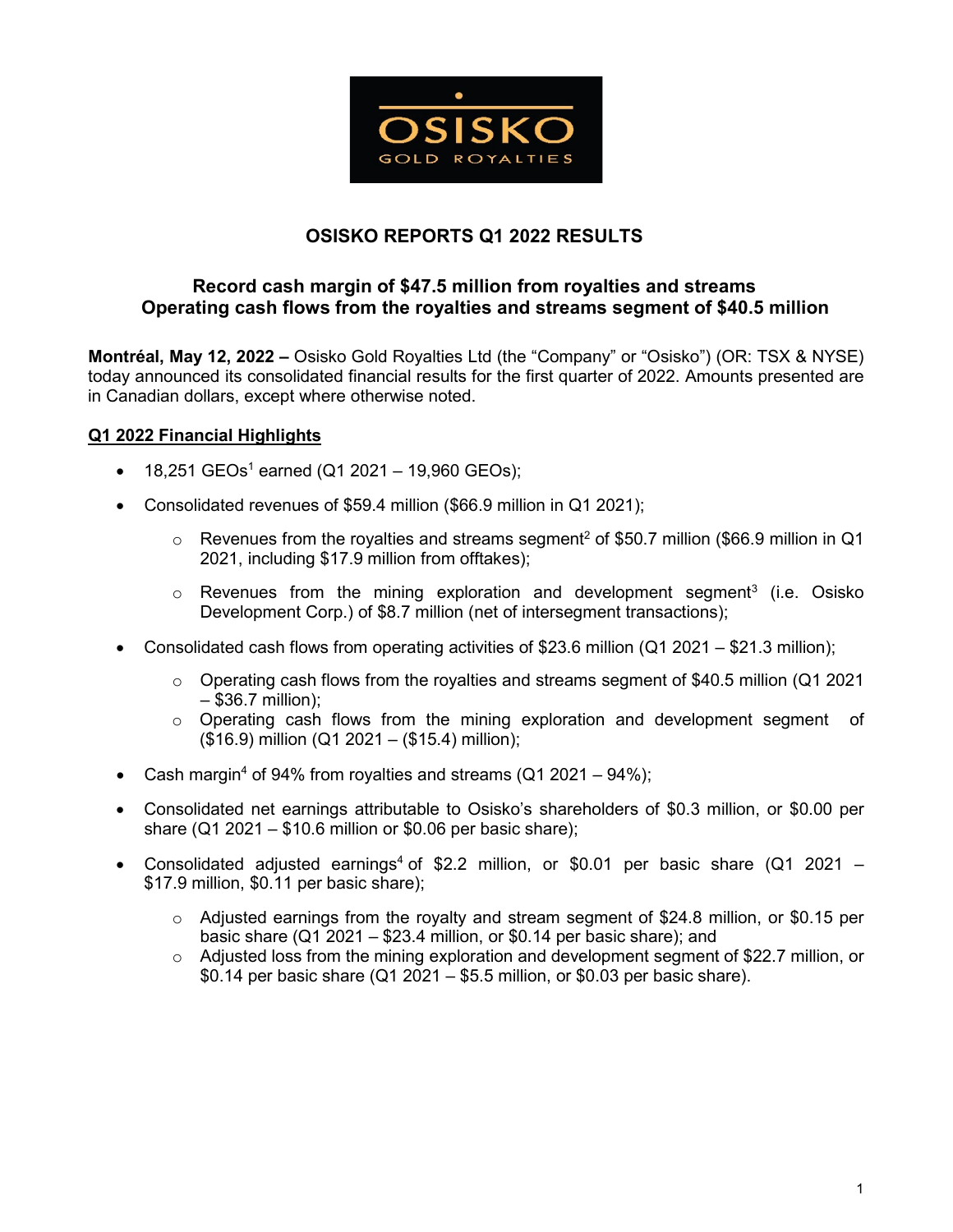# OSISKO REPORTS Q1 2022 RESULTS

## Record cash margin of $47.5 million from royalties and streams Operating cash flows from the royalties and streams segment of $40.5 million

**Montréal, May 12, 2022 –** Osisko Gold Royalties Ltd (the "Company" or "Osisko") (OR: TSX & NYSE) today announced its consolidated financial results for the first quarter of 2022. Amounts presented are in Canadian dollars, except where otherwise noted.

### Q1 2022 Financial Highlights

- 18,251 GEOs[1] earned (Q1 2021 – 19,960 GEOs);
- Consolidated revenues of $59.4 million ($66.9 million in Q1 2021);
  - Revenues from the royalties and streams segment[2] of $50.7 million ($66.9 million in Q1 2021, including $17.9 million from offtakes);
  - Revenues from the mining exploration and development segment[3] (i.e. Osisko Development Corp.) of $8.7 million (net of intersegment transactions);
- Consolidated cash flows from operating activities of $23.6 million (Q1 2021 – $21.3 million);
  - Operating cash flows from the royalties and streams segment of $40.5 million (Q1 2021 – $36.7 million);
  - Operating cash flows from the mining exploration and development segment of ($16.9) million (Q1 2021 – ($15.4) million);
- Cash margin[4] of 94% from royalties and streams (Q1 2021 – 94%);
- Consolidated net earnings attributable to Osisko's shareholders of $0.3 million, or $0.00 per share (Q1 2021 – $10.6 million or $0.06 per basic share);
- Consolidated adjusted earnings[4] of $2.2 million, or $0.01 per basic share (Q1 2021 – $17.9 million, $0.11 per basic share);
  - Adjusted earnings from the royalty and stream segment of $24.8 million, or $0.15 per basic share (Q1 2021 – $23.4 million, or $0.14 per basic share); and
  - Adjusted loss from the mining exploration and development segment of $22.7 million, or $0.14 per basic share (Q1 2021 – $5.5 million, or $0.03 per basic share).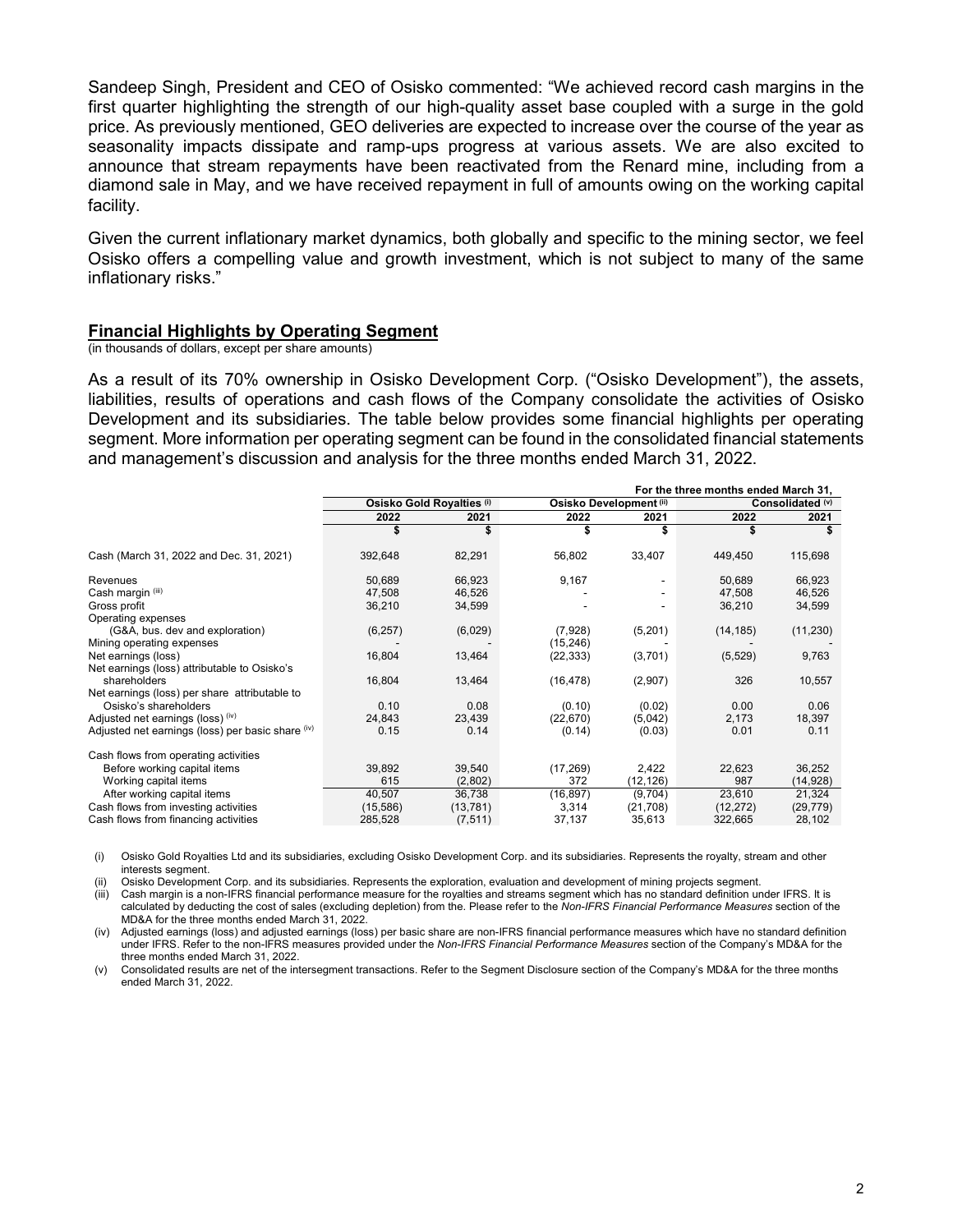Sandeep Singh, President and CEO of Osisko commented: "We achieved record cash margins in the first quarter highlighting the strength of our high-quality asset base coupled with a surge in the gold price. As previously mentioned, GEO deliveries are expected to increase over the course of the year as seasonality impacts dissipate and ramp-ups progress at various assets. We are also excited to announce that stream repayments have been reactivated from the Renard mine, including from a diamond sale in May, and we have received repayment in full of amounts owing on the working capital facility.

Given the current inflationary market dynamics, both globally and specific to the mining sector, we feel Osisko offers a compelling value and growth investment, which is not subject to many of the same inflationary risks."

## Financial Highlights by Operating Segment

(in thousands of dollars, except per share amounts)

As a result of its 70% ownership in Osisko Development Corp. ("Osisko Development"), the assets, liabilities, results of operations and cash flows of the Company consolidate the activities of Osisko Development and its subsidiaries. The table below provides some financial highlights per operating segment. More information per operating segment can be found in the consolidated financial statements and management's discussion and analysis for the three months ended March 31, 2022.

| | For the three months ended March 31, | | | | | |
|---|---|---|---|---|---|---|
| | Osisko Gold Royalties (i) | | Osisko Development (ii) | | Consolidated (v) | |
| | 2022 | 2021 | 2022 | 2021 | 2022 | 2021 |
| | $ | $ | $ | $ | $ | $ |
| Cash (March 31, 2022 and Dec. 31, 2021) | 392,648 | 82,291 | 56,802 | 33,407 | 449,450 | 115,698 |
| Revenues | 50,689 | 66,923 | 9,167 | - | 50,689 | 66,923 |
| Cash margin (iii) | 47,508 | 46,526 | - | - | 47,508 | 46,526 |
| Gross profit | 36,210 | 34,599 | - | - | 36,210 | 34,599 |
| Operating expenses | | | | | | |
| (G&A, bus. dev and exploration) | (6,257) | (6,029) | (7,928) | (5,201) | (14,185) | (11,230) |
| Mining operating expenses | - | - | (15,246) | - | - | - |
| Net earnings (loss) | 16,804 | 13,464 | (22,333) | (3,701) | (5,529) | 9,763 |
| Net earnings (loss) attributable to Osisko's shareholders | 16,804 | 13,464 | (16,478) | (2,907) | 326 | 10,557 |
| Net earnings (loss) per share attributable to Osisko's shareholders | 0.10 | 0.08 | (0.10) | (0.02) | 0.00 | 0.06 |
| Adjusted net earnings (loss) (iv) | 24,843 | 23,439 | (22,670) | (5,042) | 2,173 | 18,397 |
| Adjusted net earnings (loss) per basic share (iv) | 0.15 | 0.14 | (0.14) | (0.03) | 0.01 | 0.11 |
| Cash flows from operating activities | | | | | | |
| Before working capital items | 39,892 | 39,540 | (17,269) | 2,422 | 22,623 | 36,252 |
| Working capital items | 615 | (2,802) | 372 | (12,126) | 987 | (14,928) |
| After working capital items | 40,507 | 36,738 | (16,897) | (9,704) | 23,610 | 21,324 |
| Cash flows from investing activities | (15,586) | (13,781) | 3,314 | (21,708) | (12,272) | (29,779) |
| Cash flows from financing activities | 285,528 | (7,511) | 37,137 | 35,613 | 322,665 | 28,102 |

(i) Osisko Gold Royalties Ltd and its subsidiaries, excluding Osisko Development Corp. and its subsidiaries. Represents the royalty, stream and other interests segment.

(ii) Osisko Development Corp. and its subsidiaries. Represents the exploration, evaluation and development of mining projects segment.

(iii) Cash margin is a non-IFRS financial performance measure for the royalties and streams segment which has no standard definition under IFRS. It is calculated by deducting the cost of sales (excluding depletion) from the. Please refer to the *Non-IFRS Financial Performance Measures* section of the MD&A for the three months ended March 31, 2022.

(iv) Adjusted earnings (loss) and adjusted earnings (loss) per basic share are non-IFRS financial performance measures which have no standard definition under IFRS. Refer to the non-IFRS measures provided under the *Non-IFRS Financial Performance Measures* section of the Company's MD&A for the three months ended March 31, 2022.

(v) Consolidated results are net of the intersegment transactions. Refer to the Segment Disclosure section of the Company's MD&A for the three months ended March 31, 2022.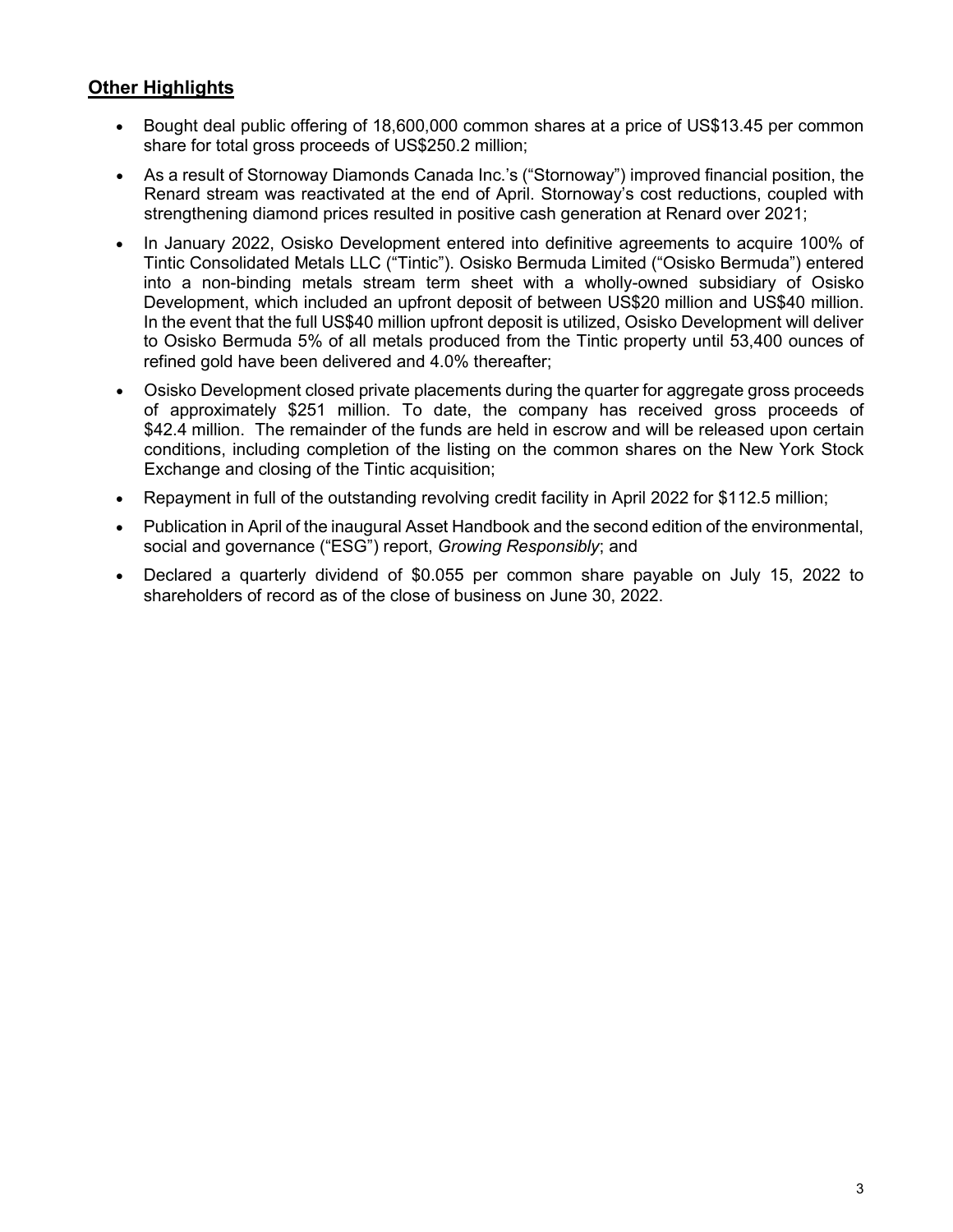## <u>Other Highlights</u>

- Bought deal public offering of 18,600,000 common shares at a price of US$13.45 per common share for total gross proceeds of US$250.2 million;
- As a result of Stornoway Diamonds Canada Inc.'s ("Stornoway") improved financial position, the Renard stream was reactivated at the end of April. Stornoway's cost reductions, coupled with strengthening diamond prices resulted in positive cash generation at Renard over 2021;
- In January 2022, Osisko Development entered into definitive agreements to acquire 100% of Tintic Consolidated Metals LLC ("Tintic"). Osisko Bermuda Limited ("Osisko Bermuda") entered into a non-binding metals stream term sheet with a wholly-owned subsidiary of Osisko Development, which included an upfront deposit of between US$20 million and US$40 million. In the event that the full US$40 million upfront deposit is utilized, Osisko Development will deliver to Osisko Bermuda 5% of all metals produced from the Tintic property until 53,400 ounces of refined gold have been delivered and 4.0% thereafter;
- Osisko Development closed private placements during the quarter for aggregate gross proceeds of approximately $251 million. To date, the company has received gross proceeds of $42.4 million. The remainder of the funds are held in escrow and will be released upon certain conditions, including completion of the listing on the common shares on the New York Stock Exchange and closing of the Tintic acquisition;
- Repayment in full of the outstanding revolving credit facility in April 2022 for $112.5 million;
- Publication in April of the inaugural Asset Handbook and the second edition of the environmental, social and governance ("ESG") report, *Growing Responsibly*; and
- Declared a quarterly dividend of $0.055 per common share payable on July 15, 2022 to shareholders of record as of the close of business on June 30, 2022.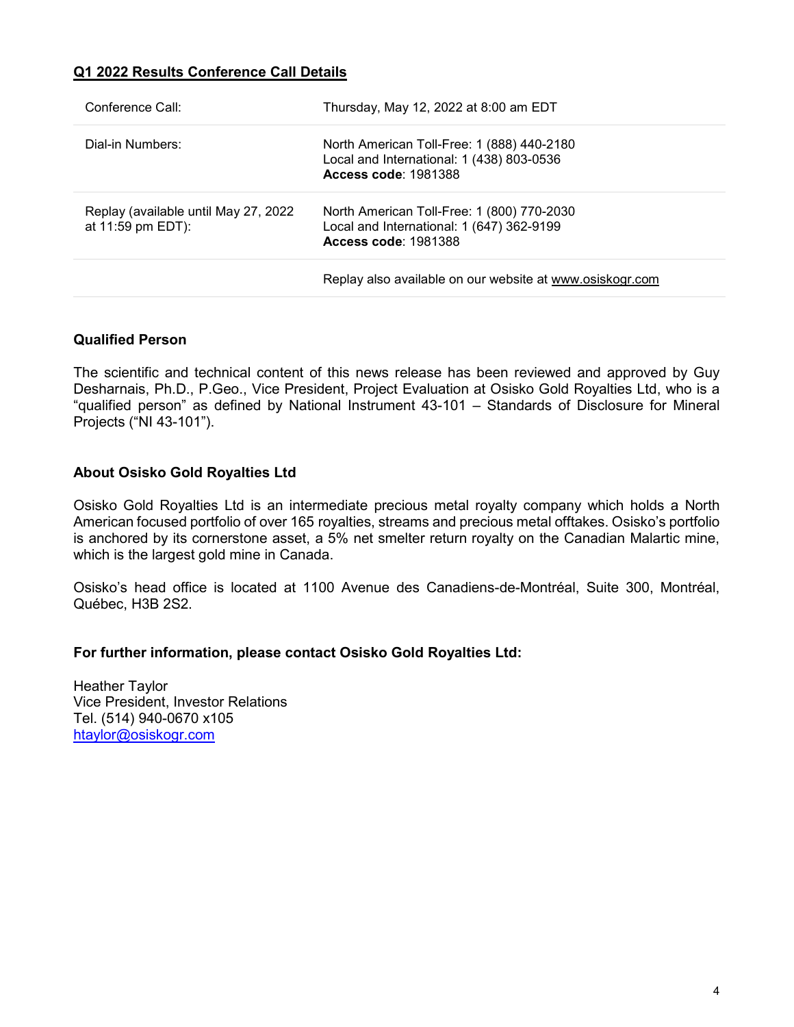## Q1 2022 Results Conference Call Details

| | |
|---|---|
| Conference Call: | Thursday, May 12, 2022 at 8:00 am EDT |
| Dial-in Numbers: | North American Toll-Free: 1 (888) 440-2180<br>Local and International: 1 (438) 803-0536<br>**Access code**: 1981388 |
| Replay (available until May 27, 2022 at 11:59 pm EDT): | North American Toll-Free: 1 (800) 770-2030<br>Local and International: 1 (647) 362-9199<br>**Access code**: 1981388 |
| | Replay also available on our website at www.osiskogr.com |

### Qualified Person

The scientific and technical content of this news release has been reviewed and approved by Guy Desharnais, Ph.D., P.Geo., Vice President, Project Evaluation at Osisko Gold Royalties Ltd, who is a "qualified person" as defined by National Instrument 43-101 – Standards of Disclosure for Mineral Projects ("NI 43-101").

### About Osisko Gold Royalties Ltd

Osisko Gold Royalties Ltd is an intermediate precious metal royalty company which holds a North American focused portfolio of over 165 royalties, streams and precious metal offtakes. Osisko's portfolio is anchored by its cornerstone asset, a 5% net smelter return royalty on the Canadian Malartic mine, which is the largest gold mine in Canada.

Osisko's head office is located at 1100 Avenue des Canadiens-de-Montréal, Suite 300, Montréal, Québec, H3B 2S2.

**For further information, please contact Osisko Gold Royalties Ltd:**

Heather Taylor
Vice President, Investor Relations
Tel. (514) 940-0670 x105
htaylor@osiskogr.com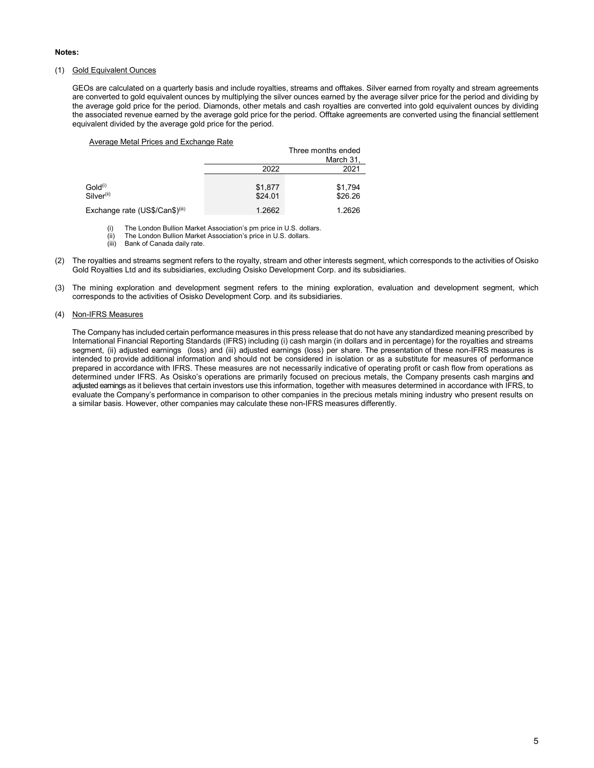**Notes:**

(1) Gold Equivalent Ounces

GEOs are calculated on a quarterly basis and include royalties, streams and offtakes. Silver earned from royalty and stream agreements are converted to gold equivalent ounces by multiplying the silver ounces earned by the average silver price for the period and dividing by the average gold price for the period. Diamonds, other metals and cash royalties are converted into gold equivalent ounces by dividing the associated revenue earned by the average gold price for the period. Offtake agreements are converted using the financial settlement equivalent divided by the average gold price for the period.

Average Metal Prices and Exchange Rate

| | Three months ended March 31, | |
|---|---|---|
| | 2022 | 2021 |
| Gold[(i)] | $1,877 | $1,794 |
| Silver[(ii)] | $24.01 | $26.26 |
| Exchange rate (US$/Can$)[(iii)] | 1.2662 | 1.2626 |

(i) The London Bullion Market Association's pm price in U.S. dollars.
(ii) The London Bullion Market Association's price in U.S. dollars.
(iii) Bank of Canada daily rate.

(2) The royalties and streams segment refers to the royalty, stream and other interests segment, which corresponds to the activities of Osisko Gold Royalties Ltd and its subsidiaries, excluding Osisko Development Corp. and its subsidiaries.

(3) The mining exploration and development segment refers to the mining exploration, evaluation and development segment, which corresponds to the activities of Osisko Development Corp. and its subsidiaries.

(4) Non-IFRS Measures

The Company has included certain performance measures in this press release that do not have any standardized meaning prescribed by International Financial Reporting Standards (IFRS) including (i) cash margin (in dollars and in percentage) for the royalties and streams segment, (ii) adjusted earnings (loss) and (iii) adjusted earnings (loss) per share. The presentation of these non-IFRS measures is intended to provide additional information and should not be considered in isolation or as a substitute for measures of performance prepared in accordance with IFRS. These measures are not necessarily indicative of operating profit or cash flow from operations as determined under IFRS. As Osisko's operations are primarily focused on precious metals, the Company presents cash margins and adjusted earnings as it believes that certain investors use this information, together with measures determined in accordance with IFRS, to evaluate the Company's performance in comparison to other companies in the precious metals mining industry who present results on a similar basis. However, other companies may calculate these non-IFRS measures differently.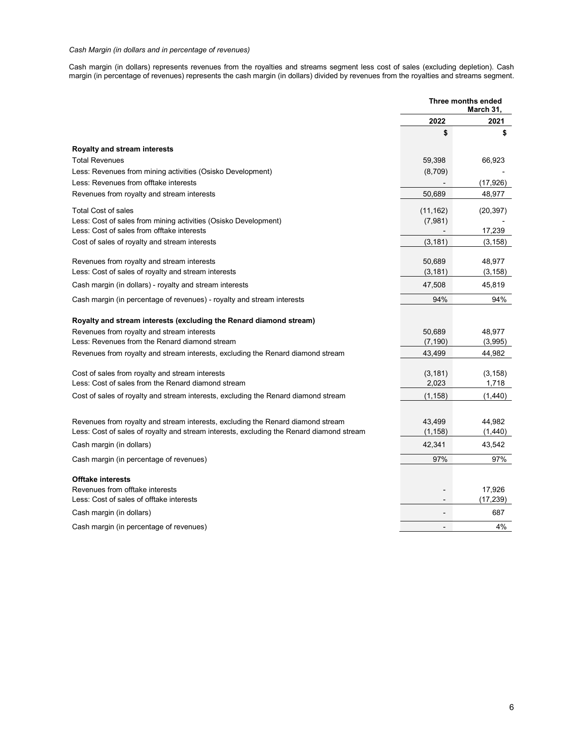*Cash Margin (in dollars and in percentage of revenues)*

Cash margin (in dollars) represents revenues from the royalties and streams segment less cost of sales (excluding depletion). Cash margin (in percentage of revenues) represents the cash margin (in dollars) divided by revenues from the royalties and streams segment.

| | Three months ended March 31, | |
|---|---|---|
| | 2022 | 2021 |
| | $ | $ |
| **Royalty and stream interests** | | |
| Total Revenues | 59,398 | 66,923 |
| Less: Revenues from mining activities (Osisko Development) | (8,709) | - |
| Less: Revenues from offtake interests | - | (17,926) |
| Revenues from royalty and stream interests | 50,689 | 48,977 |
| Total Cost of sales | (11,162) | (20,397) |
| Less: Cost of sales from mining activities (Osisko Development) | (7,981) | - |
| Less: Cost of sales from offtake interests | - | 17,239 |
| Cost of sales of royalty and stream interests | (3,181) | (3,158) |
| Revenues from royalty and stream interests | 50,689 | 48,977 |
| Less: Cost of sales of royalty and stream interests | (3,181) | (3,158) |
| Cash margin (in dollars) - royalty and stream interests | 47,508 | 45,819 |
| Cash margin (in percentage of revenues) - royalty and stream interests | 94% | 94% |
| **Royalty and stream interests (excluding the Renard diamond stream)** | | |
| Revenues from royalty and stream interests | 50,689 | 48,977 |
| Less: Revenues from the Renard diamond stream | (7,190) | (3,995) |
| Revenues from royalty and stream interests, excluding the Renard diamond stream | 43,499 | 44,982 |
| Cost of sales from royalty and stream interests | (3,181) | (3,158) |
| Less: Cost of sales from the Renard diamond stream | 2,023 | 1,718 |
| Cost of sales of royalty and stream interests, excluding the Renard diamond stream | (1,158) | (1,440) |
| Revenues from royalty and stream interests, excluding the Renard diamond stream | 43,499 | 44,982 |
| Less: Cost of sales of royalty and stream interests, excluding the Renard diamond stream | (1,158) | (1,440) |
| Cash margin (in dollars) | 42,341 | 43,542 |
| Cash margin (in percentage of revenues) | 97% | 97% |
| **Offtake interests** | | |
| Revenues from offtake interests | - | 17,926 |
| Less: Cost of sales of offtake interests | - | (17,239) |
| Cash margin (in dollars) | - | 687 |
| Cash margin (in percentage of revenues) | - | 4% |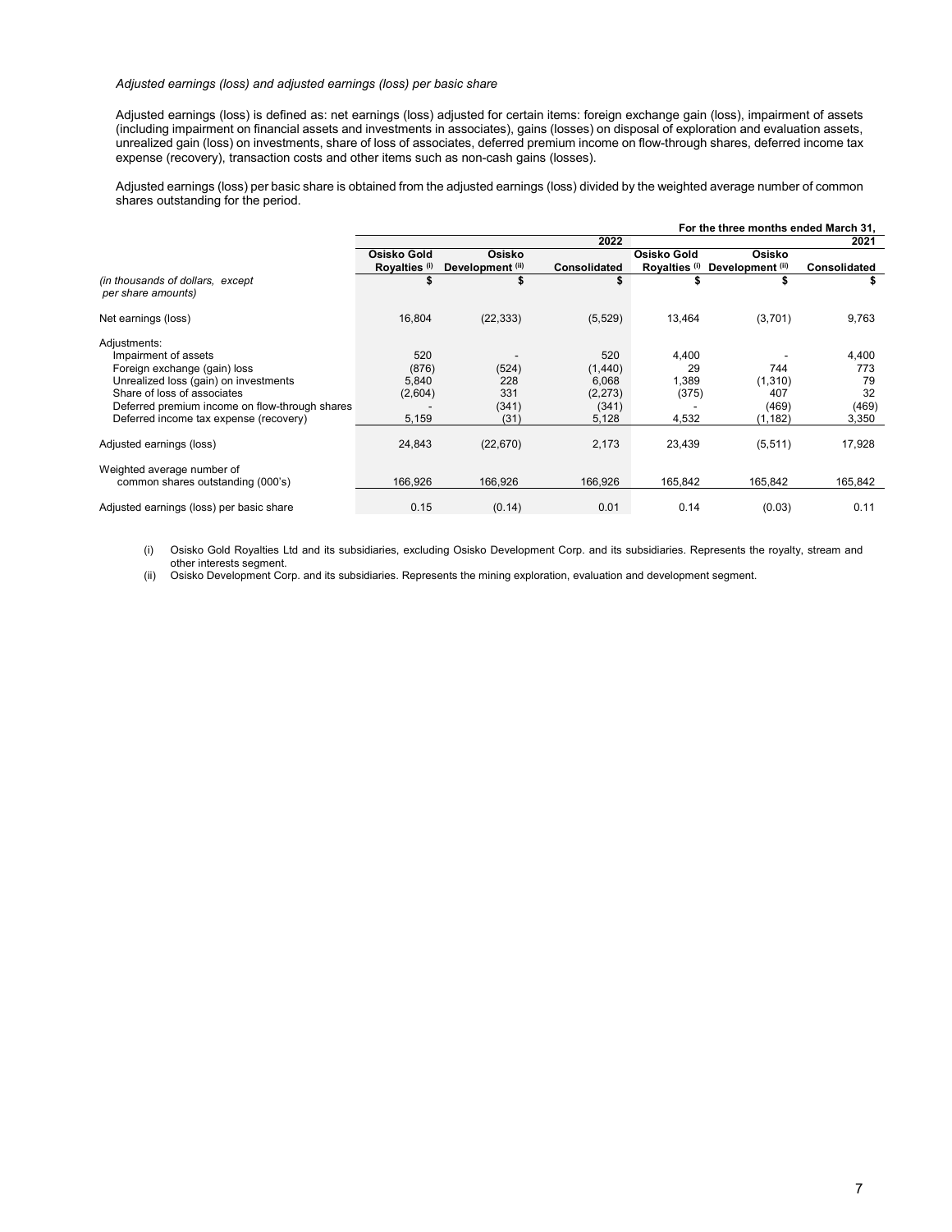*Adjusted earnings (loss) and adjusted earnings (loss) per basic share*

Adjusted earnings (loss) is defined as: net earnings (loss) adjusted for certain items: foreign exchange gain (loss), impairment of assets (including impairment on financial assets and investments in associates), gains (losses) on disposal of exploration and evaluation assets, unrealized gain (loss) on investments, share of loss of associates, deferred premium income on flow-through shares, deferred income tax expense (recovery), transaction costs and other items such as non-cash gains (losses).

Adjusted earnings (loss) per basic share is obtained from the adjusted earnings (loss) divided by the weighted average number of common shares outstanding for the period.

| | For the three months ended March 31, | | | | | |
|---|---|---|---|---|---|---|
| | | | 2022 | | | 2021 |
| *(in thousands of dollars, except per share amounts)* | **Osisko Gold Royalties** (i) | **Osisko Development** (ii) | **Consolidated** | **Osisko Gold Royalties** (i) | **Osisko Development** (ii) | **Consolidated** |
| | $ | $ | $ | $ | $ | $ |
| Net earnings (loss) | 16,804 | (22,333) | (5,529) | 13,464 | (3,701) | 9,763 |
| Adjustments: | | | | | | |
| Impairment of assets | 520 | - | 520 | 4,400 | - | 4,400 |
| Foreign exchange (gain) loss | (876) | (524) | (1,440) | 29 | 744 | 773 |
| Unrealized loss (gain) on investments | 5,840 | 228 | 6,068 | 1,389 | (1,310) | 79 |
| Share of loss of associates | (2,604) | 331 | (2,273) | (375) | 407 | 32 |
| Deferred premium income on flow-through shares | - | (341) | (341) | - | (469) | (469) |
| Deferred income tax expense (recovery) | 5,159 | (31) | 5,128 | 4,532 | (1,182) | 3,350 |
| Adjusted earnings (loss) | 24,843 | (22,670) | 2,173 | 23,439 | (5,511) | 17,928 |
| Weighted average number of common shares outstanding (000's) | 166,926 | 166,926 | 166,926 | 165,842 | 165,842 | 165,842 |
| Adjusted earnings (loss) per basic share | 0.15 | (0.14) | 0.01 | 0.14 | (0.03) | 0.11 |

(i) Osisko Gold Royalties Ltd and its subsidiaries, excluding Osisko Development Corp. and its subsidiaries. Represents the royalty, stream and other interests segment.

(ii) Osisko Development Corp. and its subsidiaries. Represents the mining exploration, evaluation and development segment.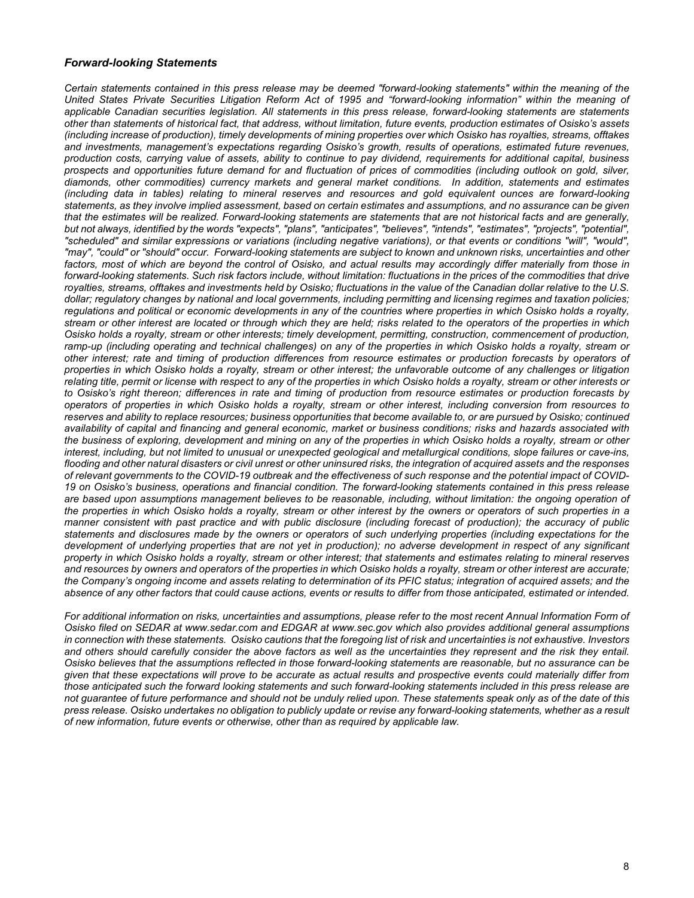### *Forward-looking Statements*

*Certain statements contained in this press release may be deemed "forward-looking statements" within the meaning of the United States Private Securities Litigation Reform Act of 1995 and "forward-looking information" within the meaning of applicable Canadian securities legislation. All statements in this press release, forward-looking statements are statements other than statements of historical fact, that address, without limitation, future events, production estimates of Osisko's assets (including increase of production), timely developments of mining properties over which Osisko has royalties, streams, offtakes and investments, management's expectations regarding Osisko's growth, results of operations, estimated future revenues, production costs, carrying value of assets, ability to continue to pay dividend, requirements for additional capital, business prospects and opportunities future demand for and fluctuation of prices of commodities (including outlook on gold, silver, diamonds, other commodities) currency markets and general market conditions. In addition, statements and estimates (including data in tables) relating to mineral reserves and resources and gold equivalent ounces are forward-looking statements, as they involve implied assessment, based on certain estimates and assumptions, and no assurance can be given that the estimates will be realized. Forward-looking statements are statements that are not historical facts and are generally, but not always, identified by the words "expects", "plans", "anticipates", "believes", "intends", "estimates", "projects", "potential", "scheduled" and similar expressions or variations (including negative variations), or that events or conditions "will", "would", "may", "could" or "should" occur. Forward-looking statements are subject to known and unknown risks, uncertainties and other factors, most of which are beyond the control of Osisko, and actual results may accordingly differ materially from those in forward-looking statements. Such risk factors include, without limitation: fluctuations in the prices of the commodities that drive royalties, streams, offtakes and investments held by Osisko; fluctuations in the value of the Canadian dollar relative to the U.S. dollar; regulatory changes by national and local governments, including permitting and licensing regimes and taxation policies; regulations and political or economic developments in any of the countries where properties in which Osisko holds a royalty, stream or other interest are located or through which they are held; risks related to the operators of the properties in which Osisko holds a royalty, stream or other interests; timely development, permitting, construction, commencement of production, ramp-up (including operating and technical challenges) on any of the properties in which Osisko holds a royalty, stream or other interest; rate and timing of production differences from resource estimates or production forecasts by operators of properties in which Osisko holds a royalty, stream or other interest; the unfavorable outcome of any challenges or litigation relating title, permit or license with respect to any of the properties in which Osisko holds a royalty, stream or other interests or to Osisko's right thereon; differences in rate and timing of production from resource estimates or production forecasts by operators of properties in which Osisko holds a royalty, stream or other interest, including conversion from resources to reserves and ability to replace resources; business opportunities that become available to, or are pursued by Osisko; continued availability of capital and financing and general economic, market or business conditions; risks and hazards associated with the business of exploring, development and mining on any of the properties in which Osisko holds a royalty, stream or other interest, including, but not limited to unusual or unexpected geological and metallurgical conditions, slope failures or cave-ins, flooding and other natural disasters or civil unrest or other uninsured risks, the integration of acquired assets and the responses of relevant governments to the COVID-19 outbreak and the effectiveness of such response and the potential impact of COVID-19 on Osisko's business, operations and financial condition. The forward-looking statements contained in this press release are based upon assumptions management believes to be reasonable, including, without limitation: the ongoing operation of the properties in which Osisko holds a royalty, stream or other interest by the owners or operators of such properties in a manner consistent with past practice and with public disclosure (including forecast of production); the accuracy of public statements and disclosures made by the owners or operators of such underlying properties (including expectations for the development of underlying properties that are not yet in production); no adverse development in respect of any significant property in which Osisko holds a royalty, stream or other interest; that statements and estimates relating to mineral reserves and resources by owners and operators of the properties in which Osisko holds a royalty, stream or other interest are accurate; the Company's ongoing income and assets relating to determination of its PFIC status; integration of acquired assets; and the absence of any other factors that could cause actions, events or results to differ from those anticipated, estimated or intended.*

*For additional information on risks, uncertainties and assumptions, please refer to the most recent Annual Information Form of Osisko filed on SEDAR at www.sedar.com and EDGAR at www.sec.gov which also provides additional general assumptions in connection with these statements. Osisko cautions that the foregoing list of risk and uncertainties is not exhaustive. Investors and others should carefully consider the above factors as well as the uncertainties they represent and the risk they entail. Osisko believes that the assumptions reflected in those forward-looking statements are reasonable, but no assurance can be given that these expectations will prove to be accurate as actual results and prospective events could materially differ from those anticipated such the forward looking statements and such forward-looking statements included in this press release are not guarantee of future performance and should not be unduly relied upon. These statements speak only as of the date of this press release. Osisko undertakes no obligation to publicly update or revise any forward-looking statements, whether as a result of new information, future events or otherwise, other than as required by applicable law.*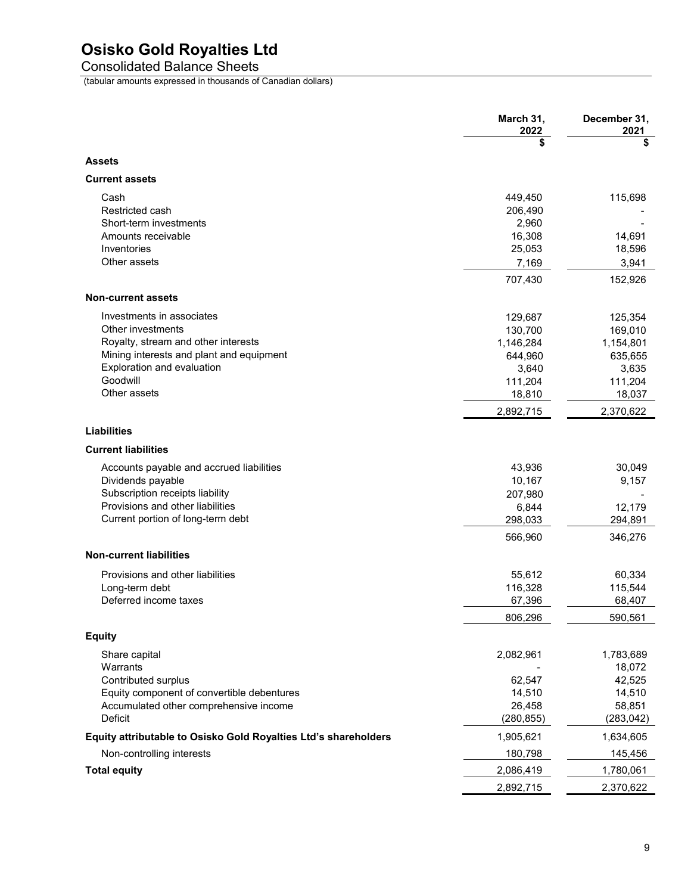# Osisko Gold Royalties Ltd

## Consolidated Balance Sheets

(tabular amounts expressed in thousands of Canadian dollars)

| | March 31, 2022 | December 31, 2021 |
|---|---|---|
| | $ | $ |
| **Assets** | | |
| **Current assets** | | |
| Cash | 449,450 | 115,698 |
| Restricted cash | 206,490 | - |
| Short-term investments | 2,960 | - |
| Amounts receivable | 16,308 | 14,691 |
| Inventories | 25,053 | 18,596 |
| Other assets | 7,169 | 3,941 |
| | 707,430 | 152,926 |
| **Non-current assets** | | |
| Investments in associates | 129,687 | 125,354 |
| Other investments | 130,700 | 169,010 |
| Royalty, stream and other interests | 1,146,284 | 1,154,801 |
| Mining interests and plant and equipment | 644,960 | 635,655 |
| Exploration and evaluation | 3,640 | 3,635 |
| Goodwill | 111,204 | 111,204 |
| Other assets | 18,810 | 18,037 |
| | 2,892,715 | 2,370,622 |
| **Liabilities** | | |
| **Current liabilities** | | |
| Accounts payable and accrued liabilities | 43,936 | 30,049 |
| Dividends payable | 10,167 | 9,157 |
| Subscription receipts liability | 207,980 | - |
| Provisions and other liabilities | 6,844 | 12,179 |
| Current portion of long-term debt | 298,033 | 294,891 |
| | 566,960 | 346,276 |
| **Non-current liabilities** | | |
| Provisions and other liabilities | 55,612 | 60,334 |
| Long-term debt | 116,328 | 115,544 |
| Deferred income taxes | 67,396 | 68,407 |
| | 806,296 | 590,561 |
| **Equity** | | |
| Share capital | 2,082,961 | 1,783,689 |
| Warrants | - | 18,072 |
| Contributed surplus | 62,547 | 42,525 |
| Equity component of convertible debentures | 14,510 | 14,510 |
| Accumulated other comprehensive income | 26,458 | 58,851 |
| Deficit | (280,855) | (283,042) |
| **Equity attributable to Osisko Gold Royalties Ltd's shareholders** | 1,905,621 | 1,634,605 |
| Non-controlling interests | 180,798 | 145,456 |
| **Total equity** | 2,086,419 | 1,780,061 |
| | 2,892,715 | 2,370,622 |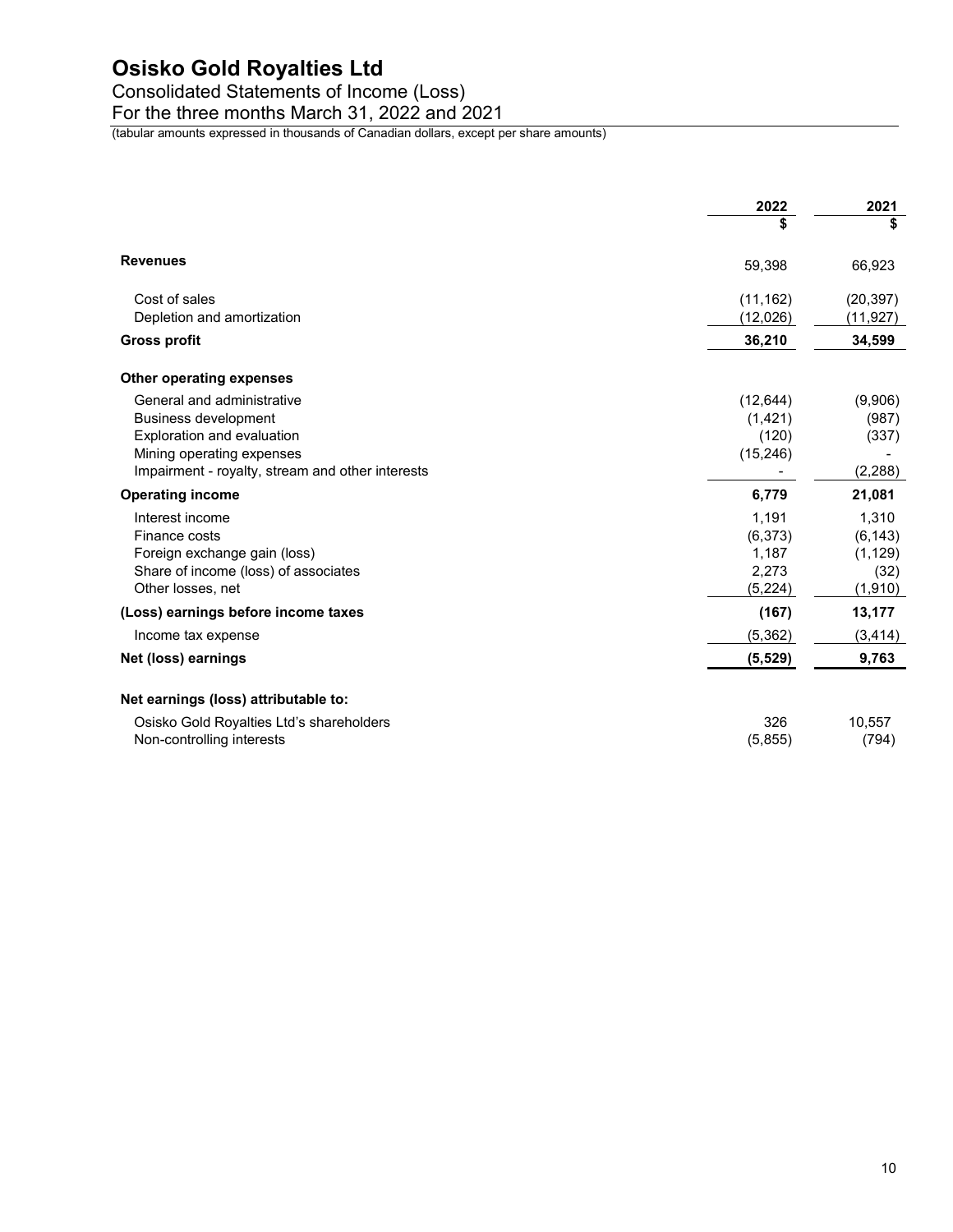# Osisko Gold Royalties Ltd

## Consolidated Statements of Income (Loss)

## For the three months March 31, 2022 and 2021

(tabular amounts expressed in thousands of Canadian dollars, except per share amounts)

| | 2022 | 2021 |
|---|---|---|
| | $ | $ |
| **Revenues** | 59,398 | 66,923 |
| Cost of sales | (11,162) | (20,397) |
| Depletion and amortization | (12,026) | (11,927) |
| **Gross profit** | **36,210** | **34,599** |
| **Other operating expenses** | | |
| General and administrative | (12,644) | (9,906) |
| Business development | (1,421) | (987) |
| Exploration and evaluation | (120) | (337) |
| Mining operating expenses | (15,246) | - |
| Impairment - royalty, stream and other interests | - | (2,288) |
| **Operating income** | **6,779** | **21,081** |
| Interest income | 1,191 | 1,310 |
| Finance costs | (6,373) | (6,143) |
| Foreign exchange gain (loss) | 1,187 | (1,129) |
| Share of income (loss) of associates | 2,273 | (32) |
| Other losses, net | (5,224) | (1,910) |
| **(Loss) earnings before income taxes** | **(167)** | **13,177** |
| Income tax expense | (5,362) | (3,414) |
| **Net (loss) earnings** | **(5,529)** | **9,763** |
| **Net earnings (loss) attributable to:** | | |
| Osisko Gold Royalties Ltd's shareholders | 326 | 10,557 |
| Non-controlling interests | (5,855) | (794) |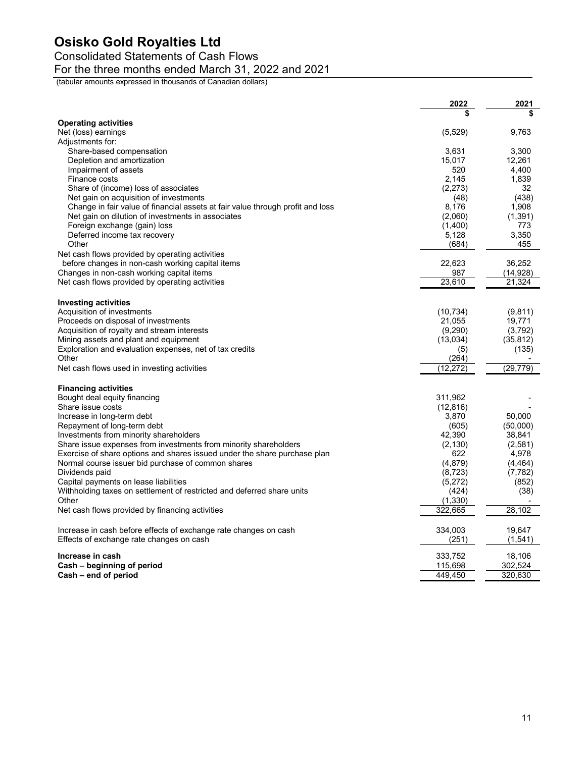# Osisko Gold Royalties Ltd

## Consolidated Statements of Cash Flows

## For the three months ended March 31, 2022 and 2021

(tabular amounts expressed in thousands of Canadian dollars)

| | 2022 | 2021 |
|---|---|---|
| | $ | $ |
| **Operating activities** | | |
| Net (loss) earnings | (5,529) | 9,763 |
| Adjustments for: | | |
| Share-based compensation | 3,631 | 3,300 |
| Depletion and amortization | 15,017 | 12,261 |
| Impairment of assets | 520 | 4,400 |
| Finance costs | 2,145 | 1,839 |
| Share of (income) loss of associates | (2,273) | 32 |
| Net gain on acquisition of investments | (48) | (438) |
| Change in fair value of financial assets at fair value through profit and loss | 8,176 | 1,908 |
| Net gain on dilution of investments in associates | (2,060) | (1,391) |
| Foreign exchange (gain) loss | (1,400) | 773 |
| Deferred income tax recovery | 5,128 | 3,350 |
| Other | (684) | 455 |
| Net cash flows provided by operating activities before changes in non-cash working capital items | 22,623 | 36,252 |
| Changes in non-cash working capital items | 987 | (14,928) |
| Net cash flows provided by operating activities | 23,610 | 21,324 |
| **Investing activities** | | |
| Acquisition of investments | (10,734) | (9,811) |
| Proceeds on disposal of investments | 21,055 | 19,771 |
| Acquisition of royalty and stream interests | (9,290) | (3,792) |
| Mining assets and plant and equipment | (13,034) | (35,812) |
| Exploration and evaluation expenses, net of tax credits | (5) | (135) |
| Other | (264) | - |
| Net cash flows used in investing activities | (12,272) | (29,779) |
| **Financing activities** | | |
| Bought deal equity financing | 311,962 | - |
| Share issue costs | (12,816) | - |
| Increase in long-term debt | 3,870 | 50,000 |
| Repayment of long-term debt | (605) | (50,000) |
| Investments from minority shareholders | 42,390 | 38,841 |
| Share issue expenses from investments from minority shareholders | (2,130) | (2,581) |
| Exercise of share options and shares issued under the share purchase plan | 622 | 4,978 |
| Normal course issuer bid purchase of common shares | (4,879) | (4,464) |
| Dividends paid | (8,723) | (7,782) |
| Capital payments on lease liabilities | (5,272) | (852) |
| Withholding taxes on settlement of restricted and deferred share units | (424) | (38) |
| Other | (1,330) | - |
| Net cash flows provided by financing activities | 322,665 | 28,102 |
| Increase in cash before effects of exchange rate changes on cash | 334,003 | 19,647 |
| Effects of exchange rate changes on cash | (251) | (1,541) |
| **Increase in cash** | 333,752 | 18,106 |
| **Cash – beginning of period** | 115,698 | 302,524 |
| **Cash – end of period** | 449,450 | 320,630 |